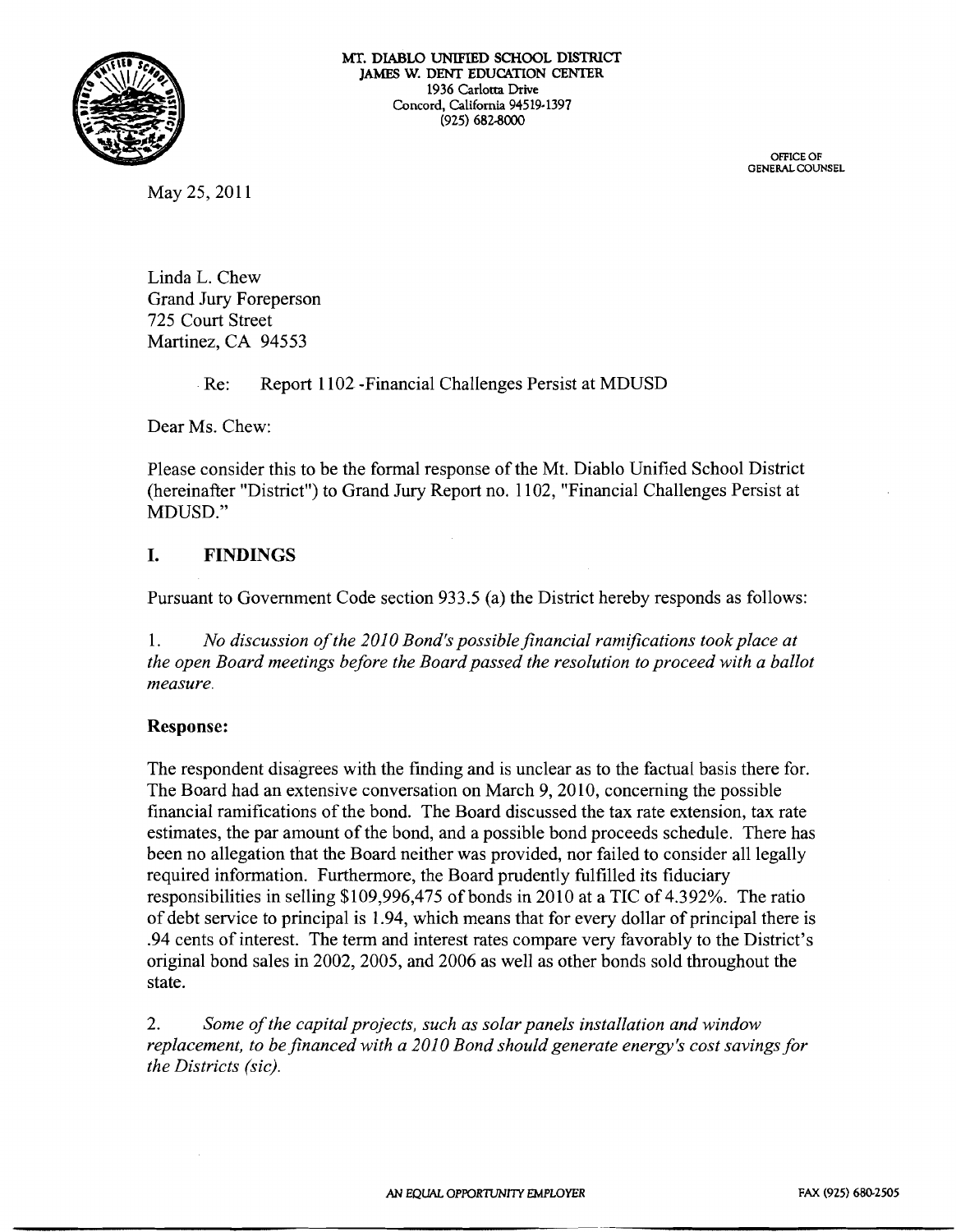MT. DIABLO UNIFIED SCHOOL DISTRICT
JAMES W. DENT EDUCATION CENTER
1936 Carlotta Drive
Concord, California 94519-1397
(925) 682-8000

OFFICE OF
GENERAL COUNSEL

May 25, 2011

Linda L. Chew
Grand Jury Foreperson
725 Court Street
Martinez, CA 94553

Re: Report 1102 -Financial Challenges Persist at MDUSD

Dear Ms. Chew:

Please consider this to be the formal response of the Mt. Diablo Unified School District (hereinafter "District") to Grand Jury Report no. 1102, "Financial Challenges Persist at MDUSD."

## I. FINDINGS

Pursuant to Government Code section 933.5 (a) the District hereby responds as follows:

1. *No discussion of the 2010 Bond's possible financial ramifications took place at the open Board meetings before the Board passed the resolution to proceed with a ballot measure.*

**Response:**

The respondent disagrees with the finding and is unclear as to the factual basis there for. The Board had an extensive conversation on March 9, 2010, concerning the possible financial ramifications of the bond. The Board discussed the tax rate extension, tax rate estimates, the par amount of the bond, and a possible bond proceeds schedule. There has been no allegation that the Board neither was provided, nor failed to consider all legally required information. Furthermore, the Board prudently fulfilled its fiduciary responsibilities in selling $109,996,475 of bonds in 2010 at a TIC of 4.392%. The ratio of debt service to principal is 1.94, which means that for every dollar of principal there is .94 cents of interest. The term and interest rates compare very favorably to the District's original bond sales in 2002, 2005, and 2006 as well as other bonds sold throughout the state.

2. *Some of the capital projects, such as solar panels installation and window replacement, to be financed with a 2010 Bond should generate energy's cost savings for the Districts (sic).*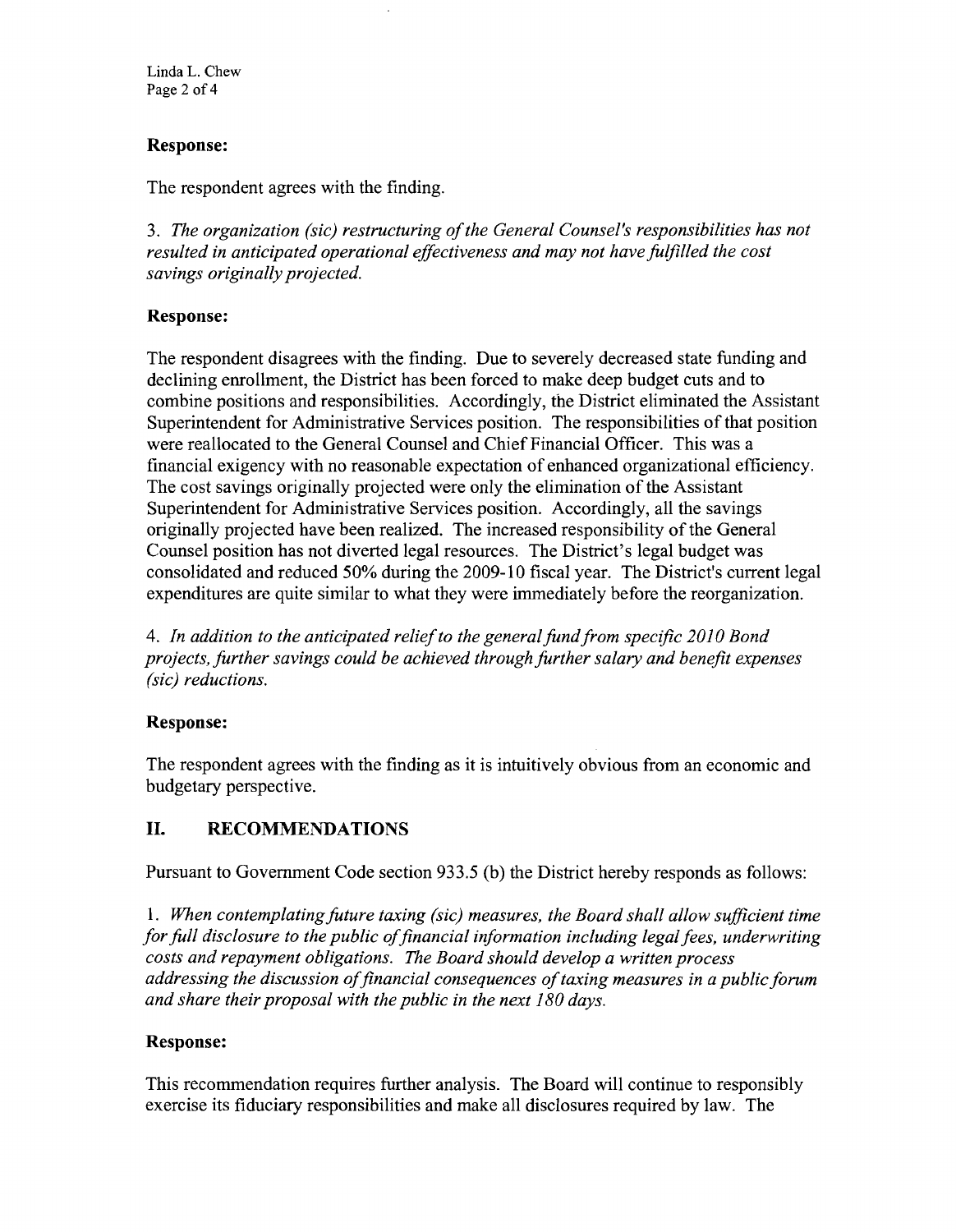**Response:**

The respondent agrees with the finding.

3. *The organization (sic) restructuring of the General Counsel's responsibilities has not resulted in anticipated operational effectiveness and may not have fulfilled the cost savings originally projected.*

**Response:**

The respondent disagrees with the finding. Due to severely decreased state funding and declining enrollment, the District has been forced to make deep budget cuts and to combine positions and responsibilities. Accordingly, the District eliminated the Assistant Superintendent for Administrative Services position. The responsibilities of that position were reallocated to the General Counsel and Chief Financial Officer. This was a financial exigency with no reasonable expectation of enhanced organizational efficiency. The cost savings originally projected were only the elimination of the Assistant Superintendent for Administrative Services position. Accordingly, all the savings originally projected have been realized. The increased responsibility of the General Counsel position has not diverted legal resources. The District's legal budget was consolidated and reduced 50% during the 2009-10 fiscal year. The District's current legal expenditures are quite similar to what they were immediately before the reorganization.

4. *In addition to the anticipated relief to the general fund from specific 2010 Bond projects, further savings could be achieved through further salary and benefit expenses (sic) reductions.*

**Response:**

The respondent agrees with the finding as it is intuitively obvious from an economic and budgetary perspective.

## II. RECOMMENDATIONS

Pursuant to Government Code section 933.5 (b) the District hereby responds as follows:

1. *When contemplating future taxing (sic) measures, the Board shall allow sufficient time for full disclosure to the public of financial information including legal fees, underwriting costs and repayment obligations. The Board should develop a written process addressing the discussion of financial consequences of taxing measures in a public forum and share their proposal with the public in the next 180 days.*

**Response:**

This recommendation requires further analysis. The Board will continue to responsibly exercise its fiduciary responsibilities and make all disclosures required by law. The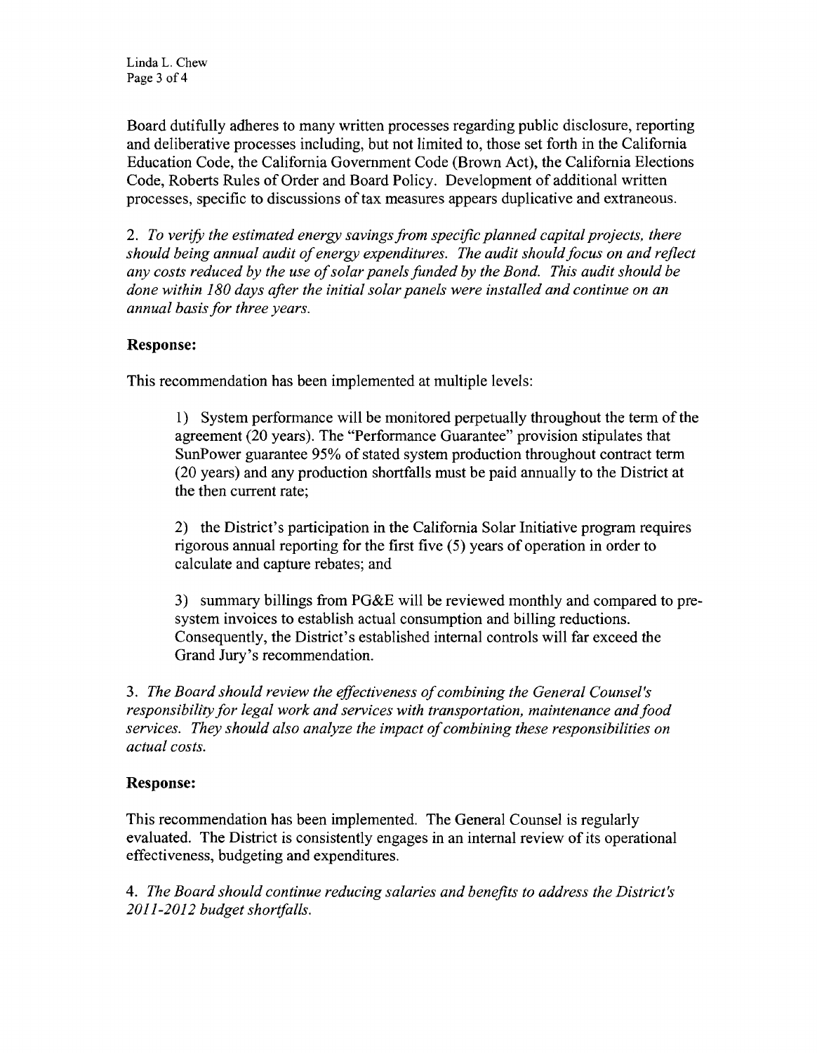Board dutifully adheres to many written processes regarding public disclosure, reporting and deliberative processes including, but not limited to, those set forth in the California Education Code, the California Government Code (Brown Act), the California Elections Code, Roberts Rules of Order and Board Policy. Development of additional written processes, specific to discussions of tax measures appears duplicative and extraneous.

2. *To verify the estimated energy savings from specific planned capital projects, there should being annual audit of energy expenditures. The audit should focus on and reflect any costs reduced by the use of solar panels funded by the Bond. This audit should be done within 180 days after the initial solar panels were installed and continue on an annual basis for three years.*

**Response:**

This recommendation has been implemented at multiple levels:

> 1) System performance will be monitored perpetually throughout the term of the agreement (20 years). The "Performance Guarantee" provision stipulates that SunPower guarantee 95% of stated system production throughout contract term (20 years) and any production shortfalls must be paid annually to the District at the then current rate;
>
> 2) the District's participation in the California Solar Initiative program requires rigorous annual reporting for the first five (5) years of operation in order to calculate and capture rebates; and
>
> 3) summary billings from PG&E will be reviewed monthly and compared to pre-system invoices to establish actual consumption and billing reductions. Consequently, the District's established internal controls will far exceed the Grand Jury's recommendation.

3. *The Board should review the effectiveness of combining the General Counsel's responsibility for legal work and services with transportation, maintenance and food services. They should also analyze the impact of combining these responsibilities on actual costs.*

**Response:**

This recommendation has been implemented. The General Counsel is regularly evaluated. The District is consistently engages in an internal review of its operational effectiveness, budgeting and expenditures.

4. *The Board should continue reducing salaries and benefits to address the District's 2011-2012 budget shortfalls.*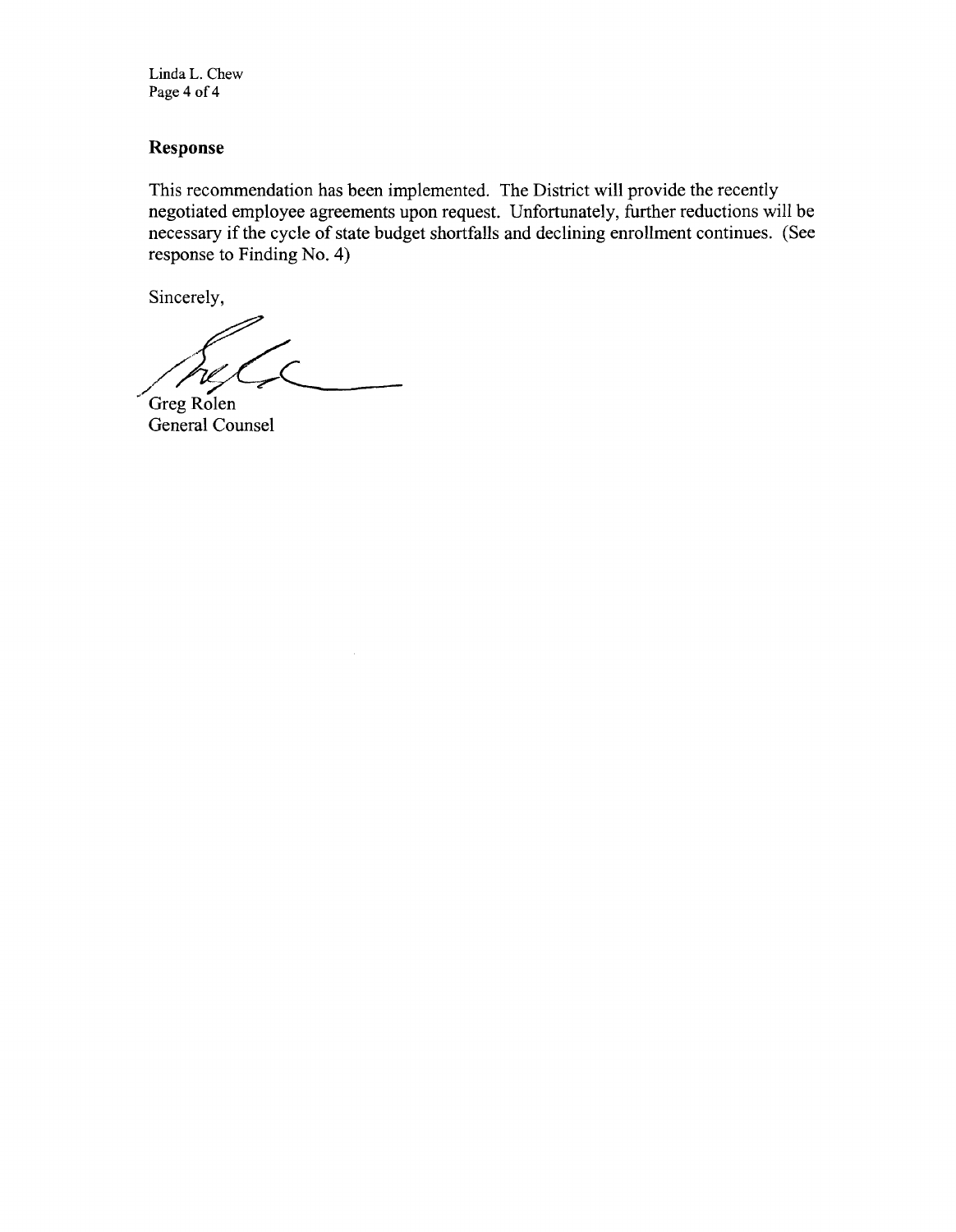## Response

This recommendation has been implemented. The District will provide the recently negotiated employee agreements upon request. Unfortunately, further reductions will be necessary if the cycle of state budget shortfalls and declining enrollment continues. (See response to Finding No. 4)

Sincerely,

Greg Rolen
General Counsel